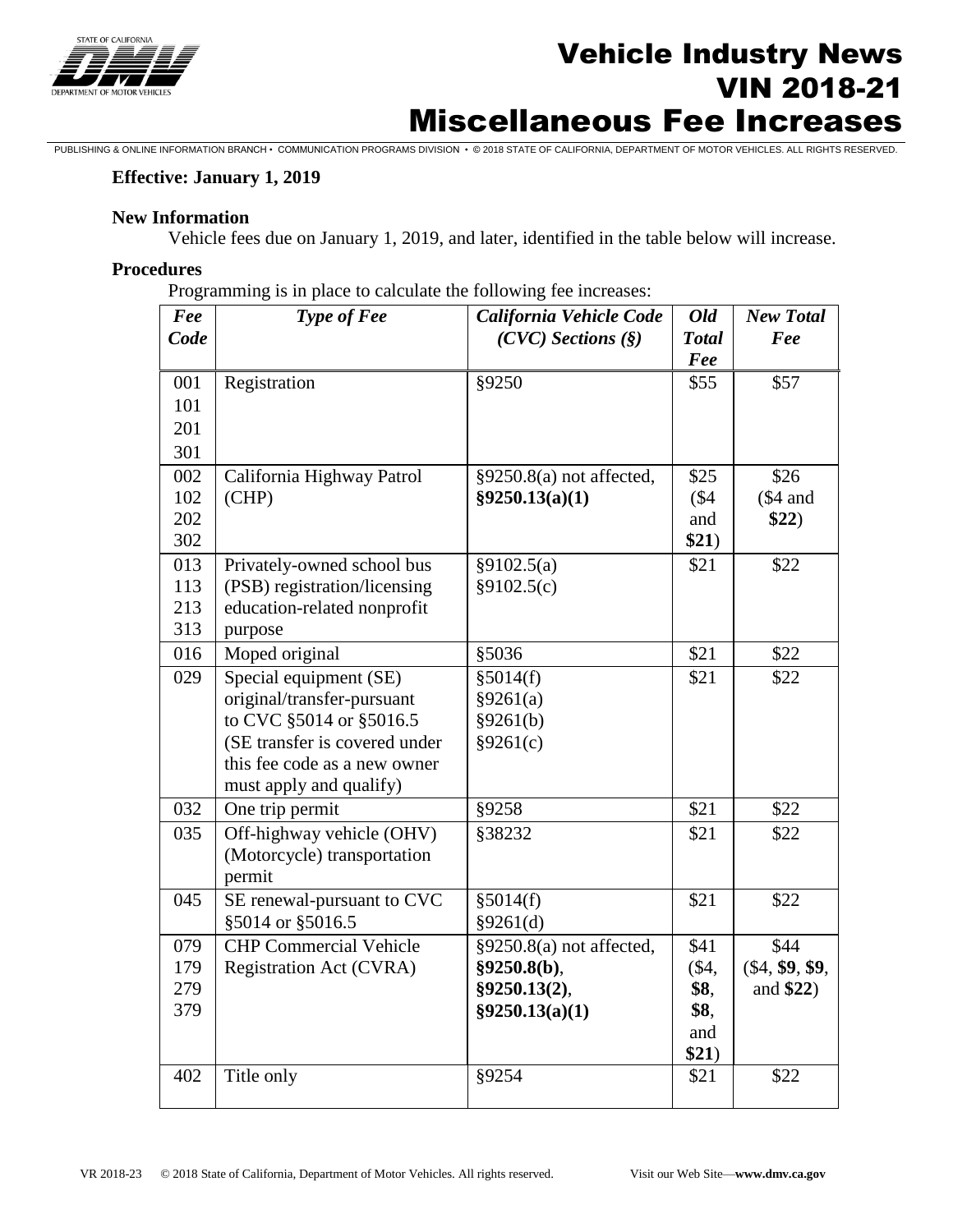# Vehicle Industry News
## VIN 2018-21
## Miscellaneous Fee Increases

**Effective: January 1, 2019**

**New Information**

Vehicle fees due on January 1, 2019, and later, identified in the table below will increase.

**Procedures**

Programming is in place to calculate the following fee increases:

| *Fee Code* | *Type of Fee* | *California Vehicle Code (CVC) Sections (§)* | *Old Total Fee* | *New Total Fee* |
|---|---|---|---|---|
| 001 101 201 301 | Registration | §9250 | $55 | $57 |
| 002 102 202 302 | California Highway Patrol (CHP) | §9250.8(a) not affected, **§9250.13(a)(1)** | $25 ($4 and **$21**) | $26 ($4 and **$22**) |
| 013 113 213 313 | Privately-owned school bus (PSB) registration/licensing education-related nonprofit purpose | §9102.5(a) §9102.5(c) | $21 | $22 |
| 016 | Moped original | §5036 | $21 | $22 |
| 029 | Special equipment (SE) original/transfer-pursuant to CVC §5014 or §5016.5 (SE transfer is covered under this fee code as a new owner must apply and qualify) | §5014(f) §9261(a) §9261(b) §9261(c) | $21 | $22 |
| 032 | One trip permit | §9258 | $21 | $22 |
| 035 | Off-highway vehicle (OHV) (Motorcycle) transportation permit | §38232 | $21 | $22 |
| 045 | SE renewal-pursuant to CVC §5014 or §5016.5 | §5014(f) §9261(d) | $21 | $22 |
| 079 179 279 379 | CHP Commercial Vehicle Registration Act (CVRA) | §9250.8(a) not affected, **§9250.8(b)**, **§9250.13(2)**, **§9250.13(a)(1)** | $41 ($4, **$8**, **$8**, and **$21**) | $44 ($4, **$9**, **$9**, and **$22**) |
| 402 | Title only | §9254 | $21 | $22 |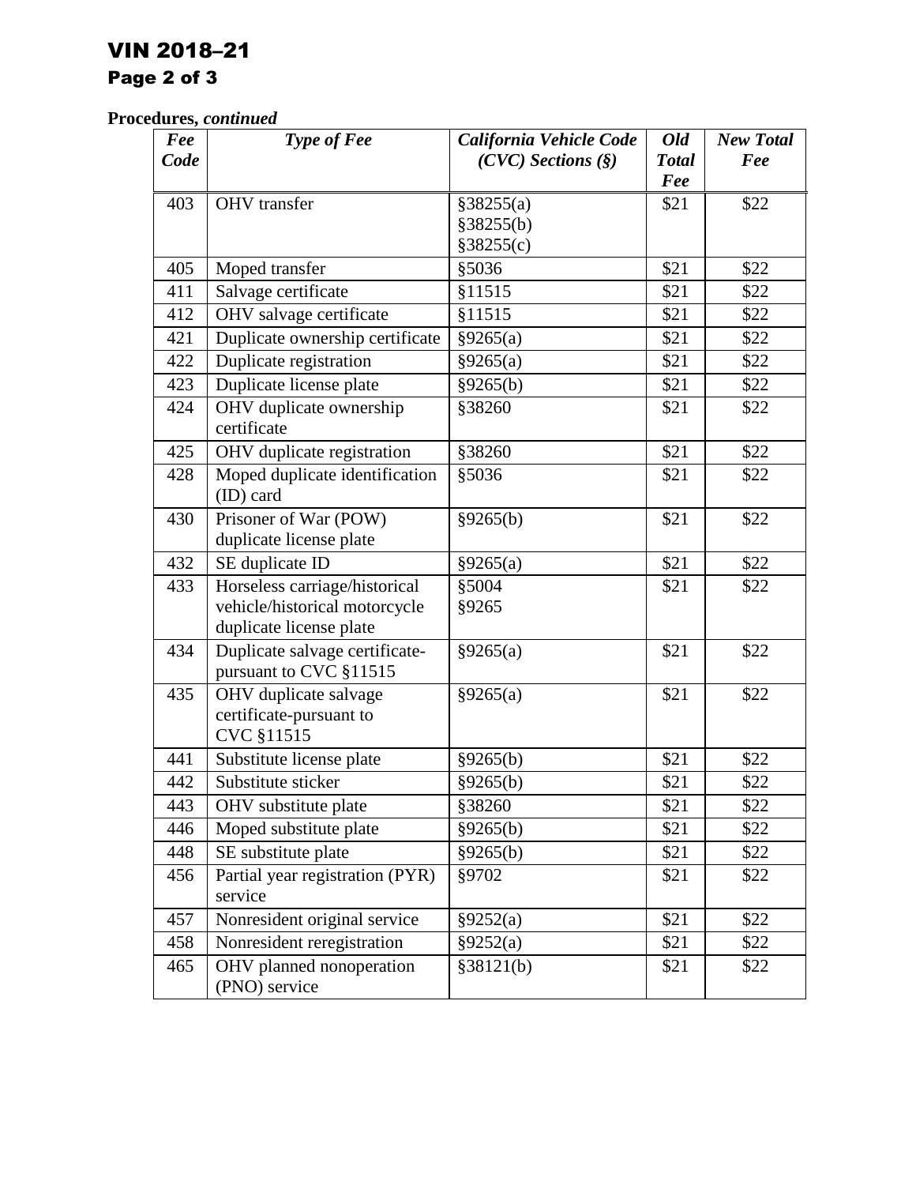**Procedures,** ***continued***

| *Fee Code* | *Type of Fee* | *California Vehicle Code (CVC) Sections (§)* | *Old Total Fee* | *New Total Fee* |
|---|---|---|---|---|
| 403 | OHV transfer | §38255(a) §38255(b) §38255(c) | $21 | $22 |
| 405 | Moped transfer | §5036 | $21 | $22 |
| 411 | Salvage certificate | §11515 | $21 | $22 |
| 412 | OHV salvage certificate | §11515 | $21 | $22 |
| 421 | Duplicate ownership certificate | §9265(a) | $21 | $22 |
| 422 | Duplicate registration | §9265(a) | $21 | $22 |
| 423 | Duplicate license plate | §9265(b) | $21 | $22 |
| 424 | OHV duplicate ownership certificate | §38260 | $21 | $22 |
| 425 | OHV duplicate registration | §38260 | $21 | $22 |
| 428 | Moped duplicate identification (ID) card | §5036 | $21 | $22 |
| 430 | Prisoner of War (POW) duplicate license plate | §9265(b) | $21 | $22 |
| 432 | SE duplicate ID | §9265(a) | $21 | $22 |
| 433 | Horseless carriage/historical vehicle/historical motorcycle duplicate license plate | §5004 §9265 | $21 | $22 |
| 434 | Duplicate salvage certificate-pursuant to CVC §11515 | §9265(a) | $21 | $22 |
| 435 | OHV duplicate salvage certificate-pursuant to CVC §11515 | §9265(a) | $21 | $22 |
| 441 | Substitute license plate | §9265(b) | $21 | $22 |
| 442 | Substitute sticker | §9265(b) | $21 | $22 |
| 443 | OHV substitute plate | §38260 | $21 | $22 |
| 446 | Moped substitute plate | §9265(b) | $21 | $22 |
| 448 | SE substitute plate | §9265(b) | $21 | $22 |
| 456 | Partial year registration (PYR) service | §9702 | $21 | $22 |
| 457 | Nonresident original service | §9252(a) | $21 | $22 |
| 458 | Nonresident reregistration | §9252(a) | $21 | $22 |
| 465 | OHV planned nonoperation (PNO) service | §38121(b) | $21 | $22 |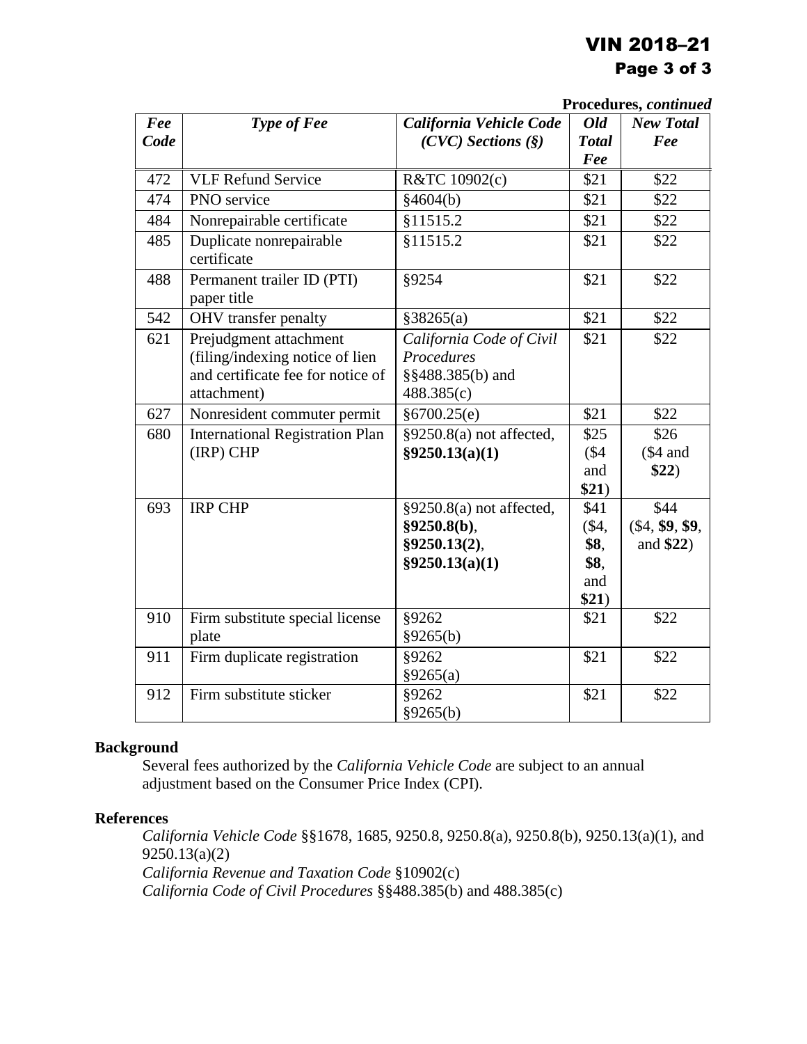**Procedures,** ***continued***

| ***Fee Code*** | ***Type of Fee*** | ***California Vehicle Code (CVC) Sections (§)*** | ***Old Total Fee*** | ***New Total Fee*** |
|---|---|---|---|---|
| 472 | VLF Refund Service | R&TC 10902(c) | $21 | $22 |
| 474 | PNO service | §4604(b) | $21 | $22 |
| 484 | Nonrepairable certificate | §11515.2 | $21 | $22 |
| 485 | Duplicate nonrepairable certificate | §11515.2 | $21 | $22 |
| 488 | Permanent trailer ID (PTI) paper title | §9254 | $21 | $22 |
| 542 | OHV transfer penalty | §38265(a) | $21 | $22 |
| 621 | Prejudgment attachment (filing/indexing notice of lien and certificate fee for notice of attachment) | *California Code of Civil Procedures* §§488.385(b) and 488.385(c) | $21 | $22 |
| 627 | Nonresident commuter permit | §6700.25(e) | $21 | $22 |
| 680 | International Registration Plan (IRP) CHP | §9250.8(a) not affected, **§9250.13(a)(1)** | $25 ($4 and **$21**) | $26 ($4 and **$22**) |
| 693 | IRP CHP | §9250.8(a) not affected, **§9250.8(b)**, **§9250.13(2)**, **§9250.13(a)(1)** | $41 ($4, **$8**, **$8**, and **$21**) | $44 ($4, **$9**, **$9**, and **$22**) |
| 910 | Firm substitute special license plate | §9262 §9265(b) | $21 | $22 |
| 911 | Firm duplicate registration | §9262 §9265(a) | $21 | $22 |
| 912 | Firm substitute sticker | §9262 §9265(b) | $21 | $22 |

### Background

Several fees authorized by the *California Vehicle Code* are subject to an annual adjustment based on the Consumer Price Index (CPI).

### References

*California Vehicle Code* §§1678, 1685, 9250.8, 9250.8(a), 9250.8(b), 9250.13(a)(1), and 9250.13(a)(2)
*California Revenue and Taxation Code* §10902(c)
*California Code of Civil Procedures* §§488.385(b) and 488.385(c)